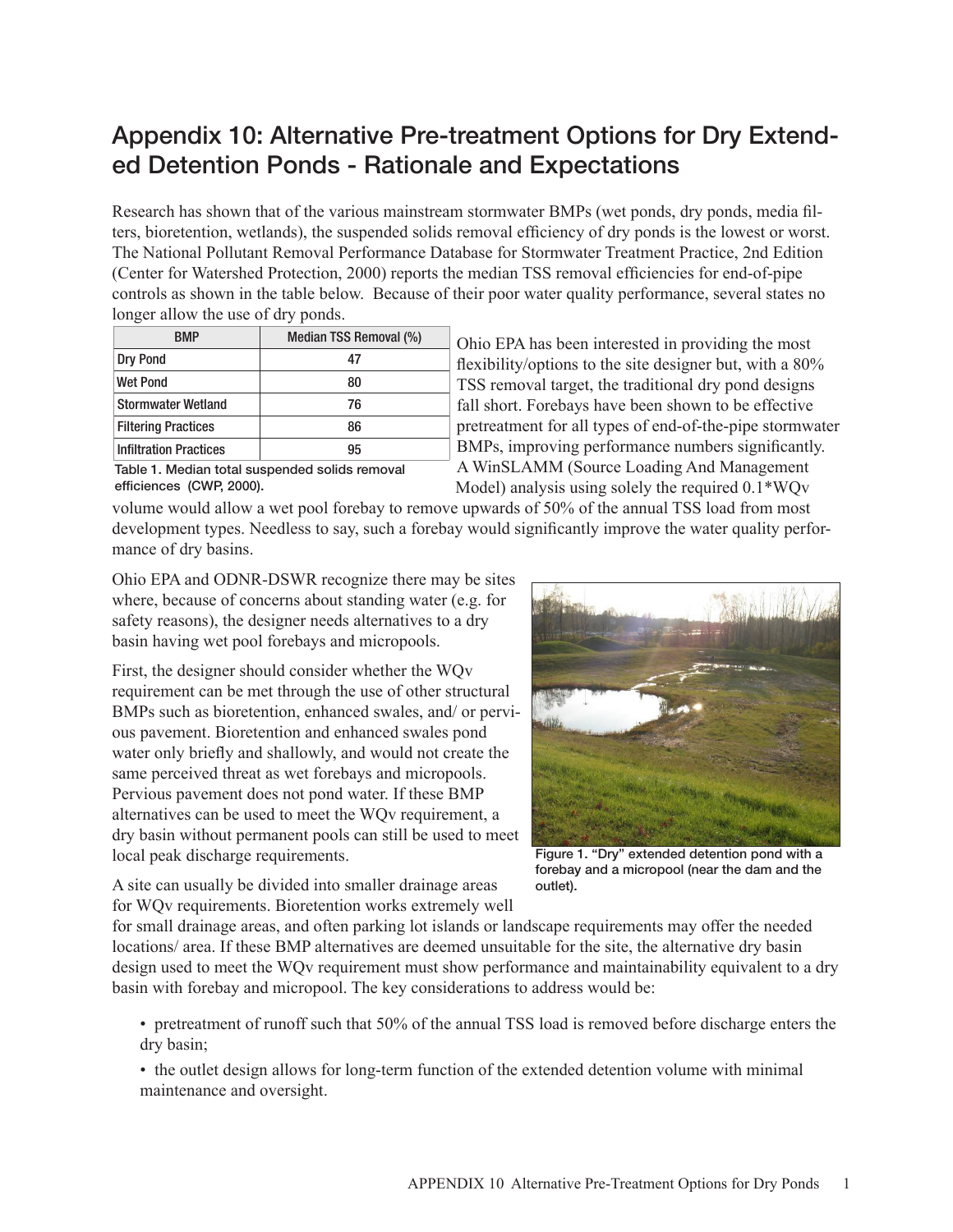# Appendix 10: Alternative Pre-treatment Options for Dry Extended Detention Ponds - Rationale and Expectations

Research has shown that of the various mainstream stormwater BMPs (wet ponds, dry ponds, media filters, bioretention, wetlands), the suspended solids removal efficiency of dry ponds is the lowest or worst. The National Pollutant Removal Performance Database for Stormwater Treatment Practice, 2nd Edition (Center for Watershed Protection, 2000) reports the median TSS removal efficiencies for end-of-pipe controls as shown in the table below. Because of their poor water quality performance, several states no longer allow the use of dry ponds.

| BMP | Median TSS Removal (%) |
| --- | --- |
| Dry Pond | 47 |
| Wet Pond | 80 |
| Stormwater Wetland | 76 |
| Filtering Practices | 86 |
| Infiltration Practices | 95 |

Table 1. Median total suspended solids removal efficiencies (CWP, 2000).

Ohio EPA has been interested in providing the most flexibility/options to the site designer but, with a 80% TSS removal target, the traditional dry pond designs fall short. Forebays have been shown to be effective pretreatment for all types of end-of-the-pipe stormwater BMPs, improving performance numbers significantly. A WinSLAMM (Source Loading And Management Model) analysis using solely the required 0.1*WQv volume would allow a wet pool forebay to remove upwards of 50% of the annual TSS load from most development types. Needless to say, such a forebay would significantly improve the water quality performance of dry basins.

Ohio EPA and ODNR-DSWR recognize there may be sites where, because of concerns about standing water (e.g. for safety reasons), the designer needs alternatives to a dry basin having wet pool forebays and micropools.

First, the designer should consider whether the WQv requirement can be met through the use of other structural BMPs such as bioretention, enhanced swales, and/ or pervious pavement. Bioretention and enhanced swales pond water only briefly and shallowly, and would not create the same perceived threat as wet forebays and micropools. Pervious pavement does not pond water. If these BMP alternatives can be used to meet the WQv requirement, a dry basin without permanent pools can still be used to meet local peak discharge requirements.

Figure 1. "Dry" extended detention pond with a forebay and a micropool (near the dam and the outlet).

A site can usually be divided into smaller drainage areas for WQv requirements. Bioretention works extremely well for small drainage areas, and often parking lot islands or landscape requirements may offer the needed locations/ area. If these BMP alternatives are deemed unsuitable for the site, the alternative dry basin design used to meet the WQv requirement must show performance and maintainability equivalent to a dry basin with forebay and micropool. The key considerations to address would be:

- pretreatment of runoff such that 50% of the annual TSS load is removed before discharge enters the dry basin;
- the outlet design allows for long-term function of the extended detention volume with minimal maintenance and oversight.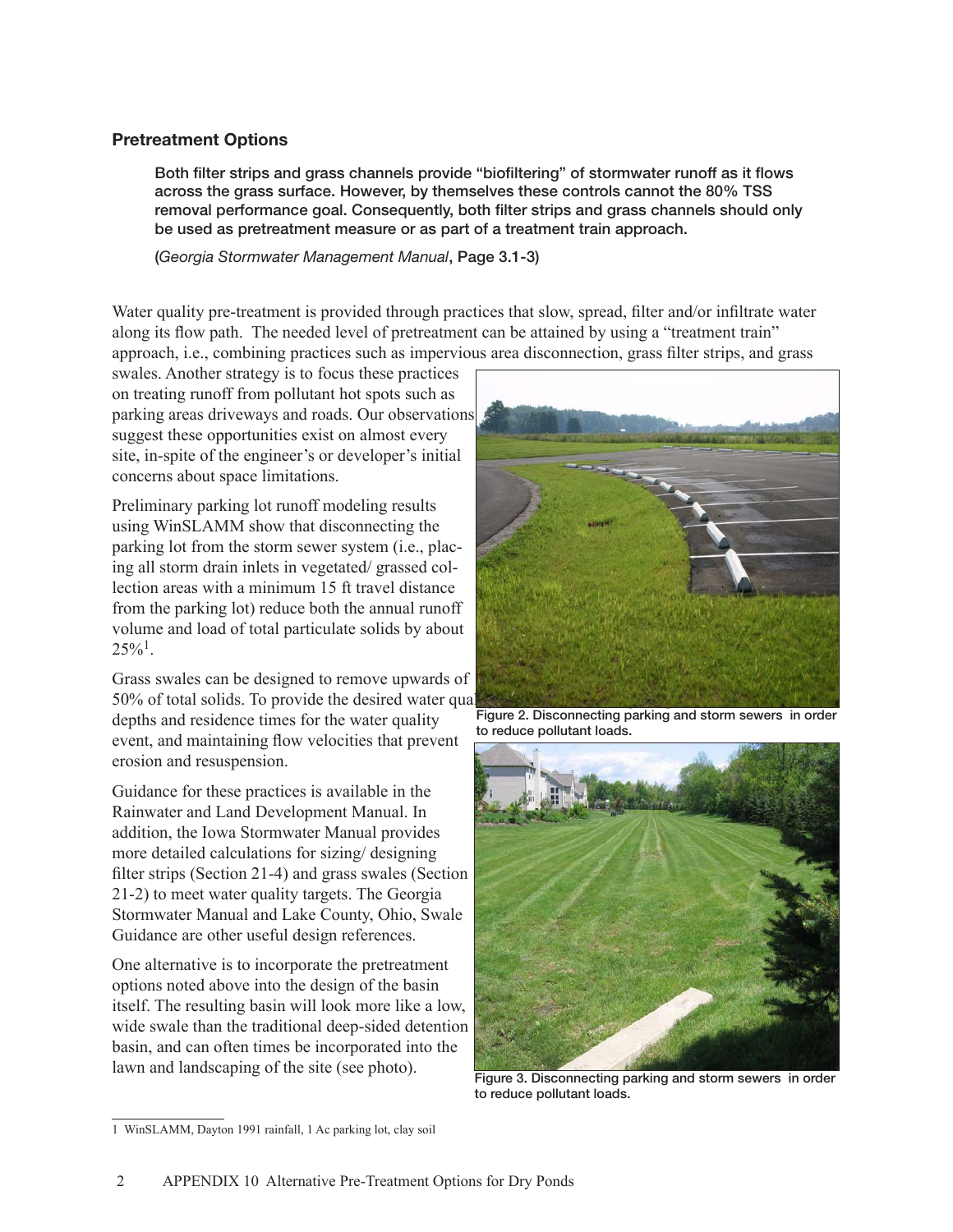## Pretreatment Options

> **Both filter strips and grass channels provide "biofiltering" of stormwater runoff as it flows across the grass surface. However, by themselves these controls cannot the 80% TSS removal performance goal. Consequently, both filter strips and grass channels should only be used as pretreatment measure or as part of a treatment train approach.**
>
> **(*Georgia Stormwater Management Manual*, Page 3.1-3)**

Water quality pre-treatment is provided through practices that slow, spread, filter and/or infiltrate water along its flow path. The needed level of pretreatment can be attained by using a "treatment train" approach, i.e., combining practices such as impervious area disconnection, grass filter strips, and grass swales. Another strategy is to focus these practices on treating runoff from pollutant hot spots such as parking areas driveways and roads. Our observations suggest these opportunities exist on almost every site, in-spite of the engineer's or developer's initial concerns about space limitations.

Preliminary parking lot runoff modeling results using WinSLAMM show that disconnecting the parking lot from the storm sewer system (i.e., placing all storm drain inlets in vegetated/ grassed collection areas with a minimum 15 ft travel distance from the parking lot) reduce both the annual runoff volume and load of total particulate solids by about 25%[1].

Grass swales can be designed to remove upwards of 50% of total solids. To provide the desired water qual depths and residence times for the water quality event, and maintaining flow velocities that prevent erosion and resuspension.

Guidance for these practices is available in the Rainwater and Land Development Manual. In addition, the Iowa Stormwater Manual provides more detailed calculations for sizing/ designing filter strips (Section 21-4) and grass swales (Section 21-2) to meet water quality targets. The Georgia Stormwater Manual and Lake County, Ohio, Swale Guidance are other useful design references.

One alternative is to incorporate the pretreatment options noted above into the design of the basin itself. The resulting basin will look more like a low, wide swale than the traditional deep-sided detention basin, and can often times be incorporated into the lawn and landscaping of the site (see photo).

Figure 2. Disconnecting parking and storm sewers in order to reduce pollutant loads.

Figure 3. Disconnecting parking and storm sewers in order to reduce pollutant loads.

---

1 WinSLAMM, Dayton 1991 rainfall, 1 Ac parking lot, clay soil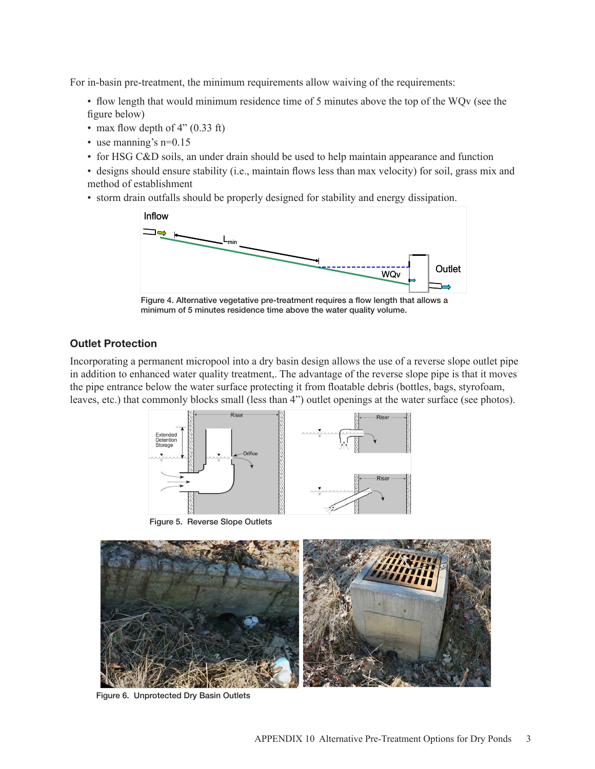For in-basin pre-treatment, the minimum requirements allow waiving of the requirements:

- flow length that would minimum residence time of 5 minutes above the top of the WQv (see the figure below)
- max flow depth of 4" (0.33 ft)
- use manning's n=0.15
- for HSG C&D soils, an under drain should be used to help maintain appearance and function
- designs should ensure stability (i.e., maintain flows less than max velocity) for soil, grass mix and method of establishment
- storm drain outfalls should be properly designed for stability and energy dissipation.

Figure 4. Alternative vegetative pre-treatment requires a flow length that allows a minimum of 5 minutes residence time above the water quality volume.

### Outlet Protection

Incorporating a permanent micropool into a dry basin design allows the use of a reverse slope outlet pipe in addition to enhanced water quality treatment,. The advantage of the reverse slope pipe is that it moves the pipe entrance below the water surface protecting it from floatable debris (bottles, bags, styrofoam, leaves, etc.) that commonly blocks small (less than 4") outlet openings at the water surface (see photos).

Figure 5. Reverse Slope Outlets

Figure 6. Unprotected Dry Basin Outlets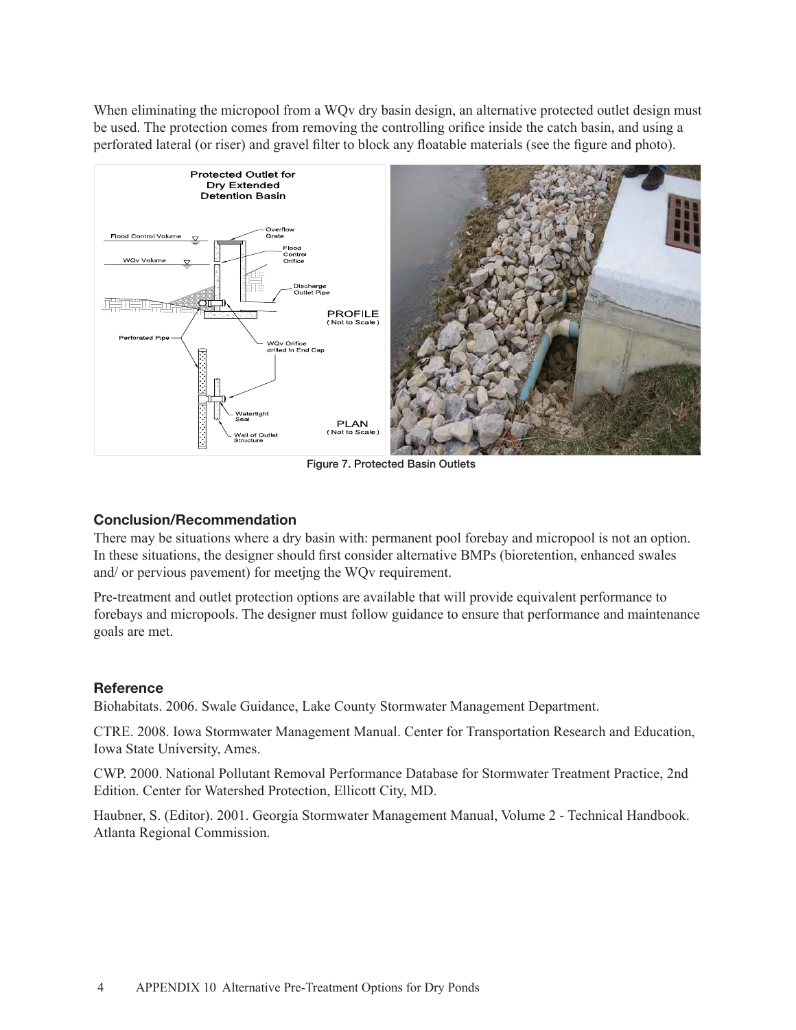When eliminating the micropool from a WQv dry basin design, an alternative protected outlet design must be used. The protection comes from removing the controlling orifice inside the catch basin, and using a perforated lateral (or riser) and gravel filter to block any floatable materials (see the figure and photo).

Protected Outlet for
Dry Extended
Detention Basin

Flood Control Volume

WQv Volume

Overflow
Grate

Flood
Control
Orifice

Discharge
Outlet Pipe

PROFILE
( Not to Scale )

Perforated Pipe

WQv Orifice
drilled in End Cap

Watertight
Seal

Wall of Outlet
Structure

PLAN
( Not to Scale )

Figure 7. Protected Basin Outlets

### Conclusion/Recommendation

There may be situations where a dry basin with: permanent pool forebay and micropool is not an option. In these situations, the designer should first consider alternative BMPs (bioretention, enhanced swales and/ or pervious pavement) for meetjng the WQv requirement.

Pre-treatment and outlet protection options are available that will provide equivalent performance to forebays and micropools. The designer must follow guidance to ensure that performance and maintenance goals are met.

### Reference

Biohabitats. 2006. Swale Guidance, Lake County Stormwater Management Department.

CTRE. 2008. Iowa Stormwater Management Manual. Center for Transportation Research and Education, Iowa State University, Ames.

CWP. 2000. National Pollutant Removal Performance Database for Stormwater Treatment Practice, 2nd Edition. Center for Watershed Protection, Ellicott City, MD.

Haubner, S. (Editor). 2001. Georgia Stormwater Management Manual, Volume 2 - Technical Handbook. Atlanta Regional Commission.